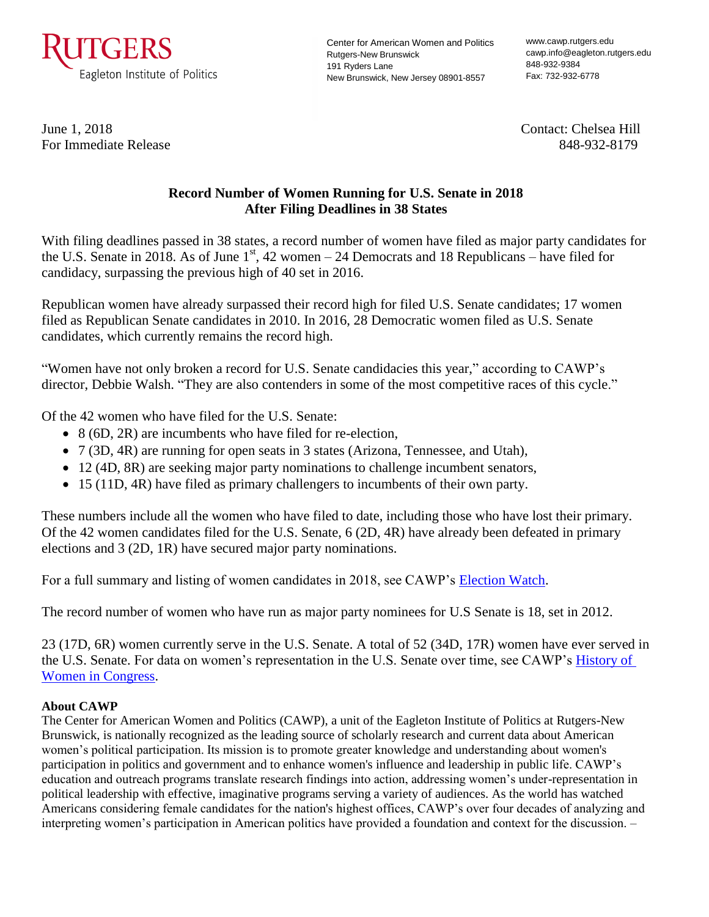RUTGERS
Eagleton Institute of Politics

Center for American Women and Politics
Rutgers-New Brunswick
191 Ryders Lane
New Brunswick, New Jersey 08901-8557

www.cawp.rutgers.edu
cawp.info@eagleton.rutgers.edu
848-932-9384
Fax: 732-932-6778

June 1, 2018
For Immediate Release

Contact: Chelsea Hill
848-932-8179

**Record Number of Women Running for U.S. Senate in 2018**
**After Filing Deadlines in 38 States**

With filing deadlines passed in 38 states, a record number of women have filed as major party candidates for the U.S. Senate in 2018. As of June 1st, 42 women – 24 Democrats and 18 Republicans – have filed for candidacy, surpassing the previous high of 40 set in 2016.

Republican women have already surpassed their record high for filed U.S. Senate candidates; 17 women filed as Republican Senate candidates in 2010. In 2016, 28 Democratic women filed as U.S. Senate candidates, which currently remains the record high.

"Women have not only broken a record for U.S. Senate candidacies this year," according to CAWP's director, Debbie Walsh. "They are also contenders in some of the most competitive races of this cycle."

Of the 42 women who have filed for the U.S. Senate:

- 8 (6D, 2R) are incumbents who have filed for re-election,
- 7 (3D, 4R) are running for open seats in 3 states (Arizona, Tennessee, and Utah),
- 12 (4D, 8R) are seeking major party nominations to challenge incumbent senators,
- 15 (11D, 4R) have filed as primary challengers to incumbents of their own party.

These numbers include all the women who have filed to date, including those who have lost their primary. Of the 42 women candidates filed for the U.S. Senate, 6 (2D, 4R) have already been defeated in primary elections and 3 (2D, 1R) have secured major party nominations.

For a full summary and listing of women candidates in 2018, see CAWP's Election Watch.

The record number of women who have run as major party nominees for U.S Senate is 18, set in 2012.

23 (17D, 6R) women currently serve in the U.S. Senate. A total of 52 (34D, 17R) women have ever served in the U.S. Senate. For data on women's representation in the U.S. Senate over time, see CAWP's History of Women in Congress.

**About CAWP**
The Center for American Women and Politics (CAWP), a unit of the Eagleton Institute of Politics at Rutgers-New Brunswick, is nationally recognized as the leading source of scholarly research and current data about American women's political participation. Its mission is to promote greater knowledge and understanding about women's participation in politics and government and to enhance women's influence and leadership in public life. CAWP's education and outreach programs translate research findings into action, addressing women's under-representation in political leadership with effective, imaginative programs serving a variety of audiences. As the world has watched Americans considering female candidates for the nation's highest offices, CAWP's over four decades of analyzing and interpreting women's participation in American politics have provided a foundation and context for the discussion. –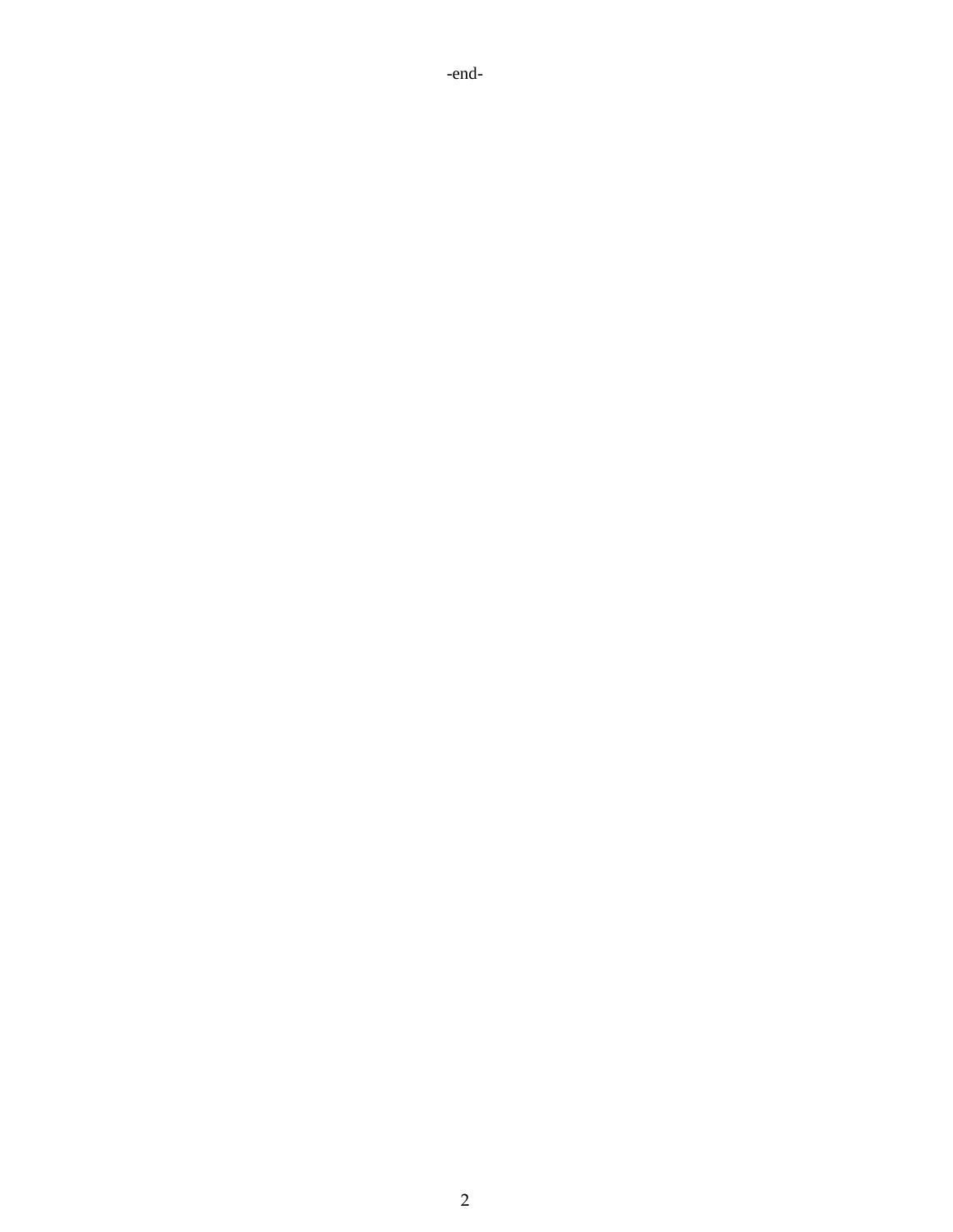-end-